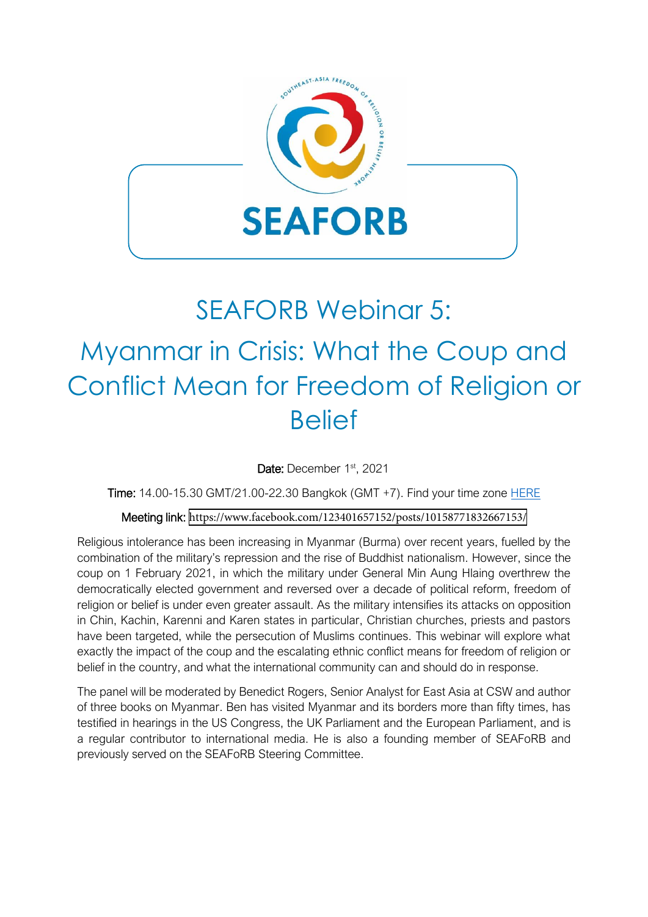SEAFORB

# SEAFORB Webinar 5:

# Myanmar in Crisis: What the Coup and Conflict Mean for Freedom of Religion or Belief

**Date:** December 1st, 2021

**Time:** 14.00-15.30 GMT/21.00-22.30 Bangkok (GMT +7). Find your time zone HERE

**Meeting link:** https://www.facebook.com/123401657152/posts/10158771832667153/

Religious intolerance has been increasing in Myanmar (Burma) over recent years, fuelled by the combination of the military's repression and the rise of Buddhist nationalism. However, since the coup on 1 February 2021, in which the military under General Min Aung Hlaing overthrew the democratically elected government and reversed over a decade of political reform, freedom of religion or belief is under even greater assault. As the military intensifies its attacks on opposition in Chin, Kachin, Karenni and Karen states in particular, Christian churches, priests and pastors have been targeted, while the persecution of Muslims continues. This webinar will explore what exactly the impact of the coup and the escalating ethnic conflict means for freedom of religion or belief in the country, and what the international community can and should do in response.

The panel will be moderated by Benedict Rogers, Senior Analyst for East Asia at CSW and author of three books on Myanmar. Ben has visited Myanmar and its borders more than fifty times, has testified in hearings in the US Congress, the UK Parliament and the European Parliament, and is a regular contributor to international media. He is also a founding member of SEAFoRB and previously served on the SEAFoRB Steering Committee.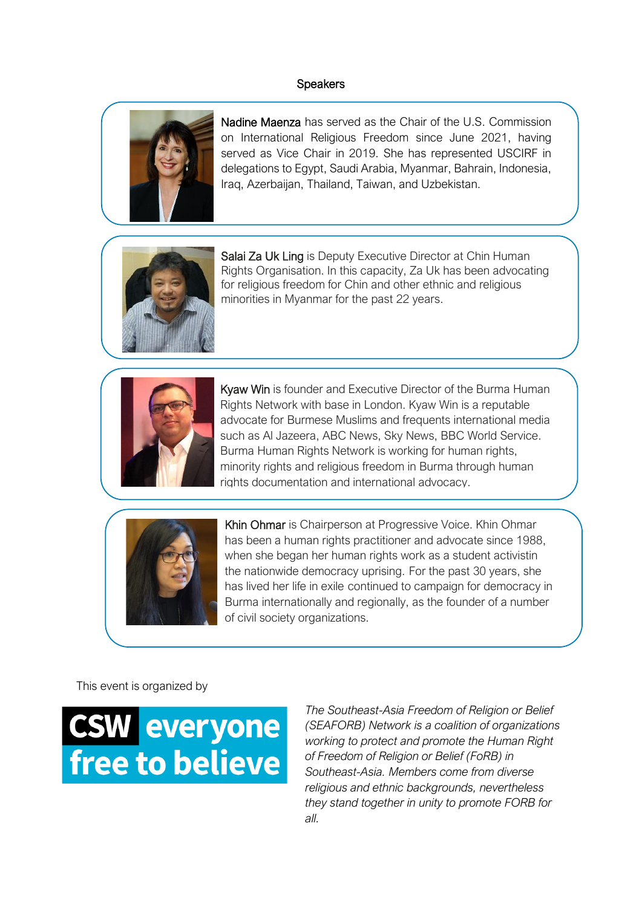## Speakers

**Nadine Maenza** has served as the Chair of the U.S. Commission on International Religious Freedom since June 2021, having served as Vice Chair in 2019. She has represented USCIRF in delegations to Egypt, Saudi Arabia, Myanmar, Bahrain, Indonesia, Iraq, Azerbaijan, Thailand, Taiwan, and Uzbekistan.

**Salai Za Uk Ling** is Deputy Executive Director at Chin Human Rights Organisation. In this capacity, Za Uk has been advocating for religious freedom for Chin and other ethnic and religious minorities in Myanmar for the past 22 years.

**Kyaw Win** is founder and Executive Director of the Burma Human Rights Network with base in London. Kyaw Win is a reputable advocate for Burmese Muslims and frequents international media such as Al Jazeera, ABC News, Sky News, BBC World Service. Burma Human Rights Network is working for human rights, minority rights and religious freedom in Burma through human rights documentation and international advocacy.

**Khin Ohmar** is Chairperson at Progressive Voice. Khin Ohmar has been a human rights practitioner and advocate since 1988, when she began her human rights work as a student activistin the nationwide democracy uprising. For the past 30 years, she has lived her life in exile continued to campaign for democracy in Burma internationally and regionally, as the founder of a number of civil society organizations.

This event is organized by

CSW everyone free to believe

*The Southeast-Asia Freedom of Religion or Belief (SEAFORB) Network is a coalition of organizations working to protect and promote the Human Right of Freedom of Religion or Belief (FoRB) in Southeast-Asia. Members come from diverse religious and ethnic backgrounds, nevertheless they stand together in unity to promote FORB for all.*